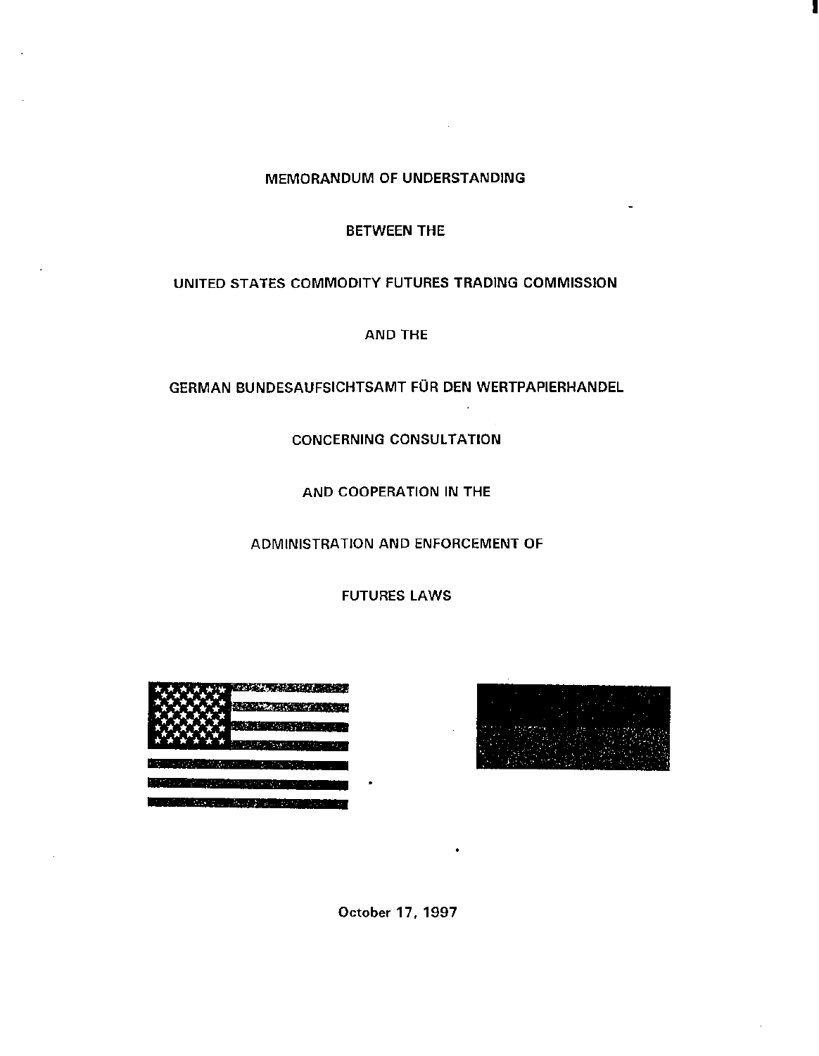# MEMORANDUM OF UNDERSTANDING

BETWEEN THE

UNITED STATES COMMODITY FUTURES TRADING COMMISSION

AND THE

GERMAN BUNDESAUFSICHTSAMT FÜR DEN WERTPAPIERHANDEL

CONCERNING CONSULTATION

AND COOPERATION IN THE

ADMINISTRATION AND ENFORCEMENT OF

FUTURES LAWS

October 17, 1997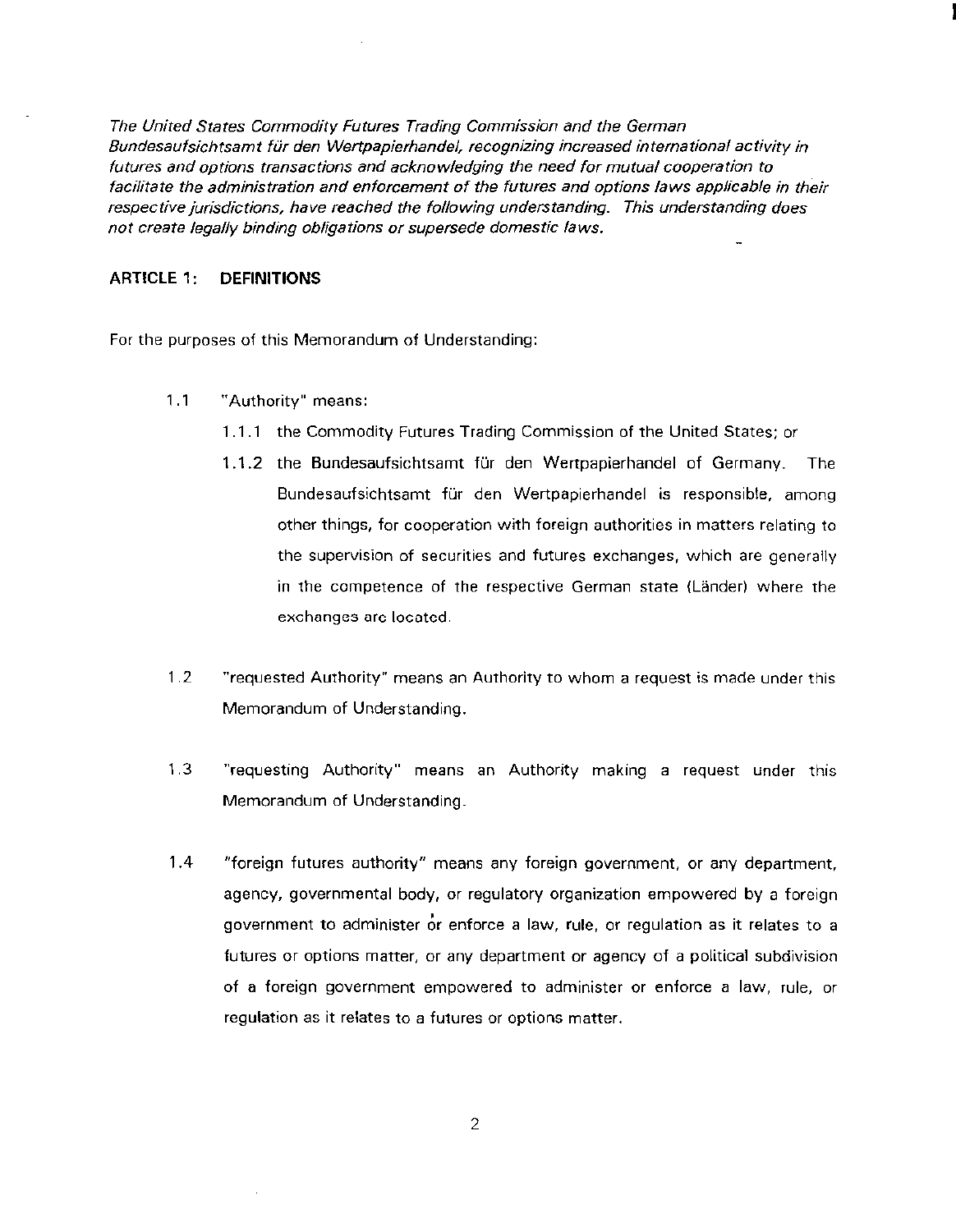*The United States Commodity Futures Trading Commission and the German Bundesaufsichtsamt für den Wertpapierhandel, recognizing increased international activity in futures and options transactions and acknowledging the need for mutual cooperation to facilitate the administration and enforcement of the futures and options laws applicable in their respective jurisdictions, have reached the following understanding. This understanding does not create legally binding obligations or supersede domestic laws.*

## ARTICLE 1: DEFINITIONS

For the purposes of this Memorandum of Understanding:

1.1 "Authority" means:

1.1.1 the Commodity Futures Trading Commission of the United States; or

1.1.2 the Bundesaufsichtsamt für den Wertpapierhandel of Germany. The Bundesaufsichtsamt für den Wertpapierhandel is responsible, among other things, for cooperation with foreign authorities in matters relating to the supervision of securities and futures exchanges, which are generally in the competence of the respective German state (Länder) where the exchanges are located.

1.2 "requested Authority" means an Authority to whom a request is made under this Memorandum of Understanding.

1.3 "requesting Authority" means an Authority making a request under this Memorandum of Understanding.

1.4 "foreign futures authority" means any foreign government, or any department, agency, governmental body, or regulatory organization empowered by a foreign government to administer or enforce a law, rule, or regulation as it relates to a futures or options matter, or any department or agency of a political subdivision of a foreign government empowered to administer or enforce a law, rule, or regulation as it relates to a futures or options matter.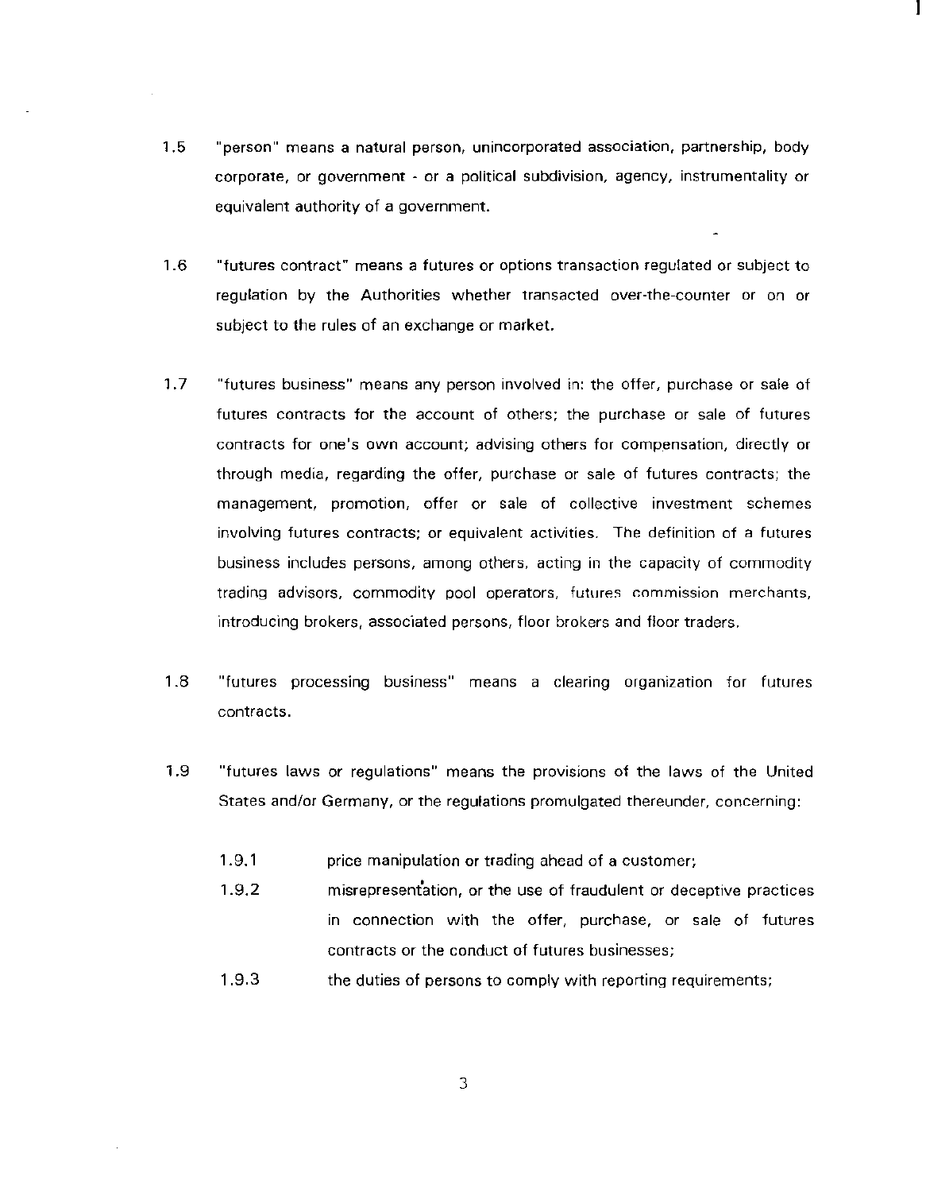1.5 "person" means a natural person, unincorporated association, partnership, body corporate, or government - or a political subdivision, agency, instrumentality or equivalent authority of a government.

1.6 "futures contract" means a futures or options transaction regulated or subject to regulation by the Authorities whether transacted over-the-counter or on or subject to the rules of an exchange or market.

1.7 "futures business" means any person involved in: the offer, purchase or sale of futures contracts for the account of others; the purchase or sale of futures contracts for one's own account; advising others for compensation, directly or through media, regarding the offer, purchase or sale of futures contracts; the management, promotion, offer or sale of collective investment schemes involving futures contracts; or equivalent activities. The definition of a futures business includes persons, among others, acting in the capacity of commodity trading advisors, commodity pool operators, futures commission merchants, introducing brokers, associated persons, floor brokers and floor traders.

1.8 "futures processing business" means a clearing organization for futures contracts.

1.9 "futures laws or regulations" means the provisions of the laws of the United States and/or Germany, or the regulations promulgated thereunder, concerning:

1.9.1 price manipulation or trading ahead of a customer;

1.9.2 misrepresentation, or the use of fraudulent or deceptive practices in connection with the offer, purchase, or sale of futures contracts or the conduct of futures businesses;

1.9.3 the duties of persons to comply with reporting requirements;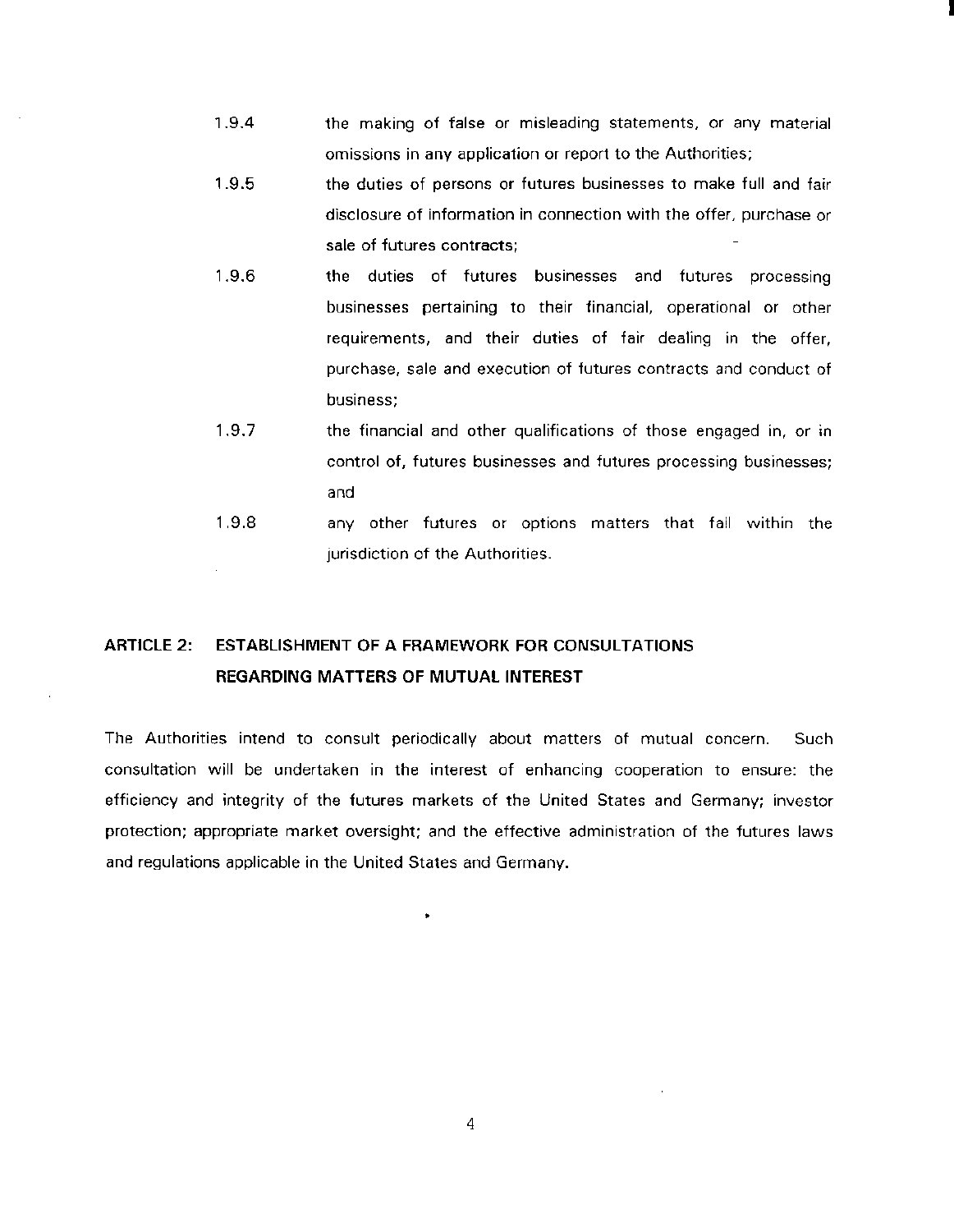1.9.4 the making of false or misleading statements, or any material omissions in any application or report to the Authorities;

1.9.5 the duties of persons or futures businesses to make full and fair disclosure of information in connection with the offer, purchase or sale of futures contracts;

1.9.6 the duties of futures businesses and futures processing businesses pertaining to their financial, operational or other requirements, and their duties of fair dealing in the offer, purchase, sale and execution of futures contracts and conduct of business;

1.9.7 the financial and other qualifications of those engaged in, or in control of, futures businesses and futures processing businesses; and

1.9.8 any other futures or options matters that fall within the jurisdiction of the Authorities.

## ARTICLE 2: ESTABLISHMENT OF A FRAMEWORK FOR CONSULTATIONS REGARDING MATTERS OF MUTUAL INTEREST

The Authorities intend to consult periodically about matters of mutual concern. Such consultation will be undertaken in the interest of enhancing cooperation to ensure: the efficiency and integrity of the futures markets of the United States and Germany; investor protection; appropriate market oversight; and the effective administration of the futures laws and regulations applicable in the United States and Germany.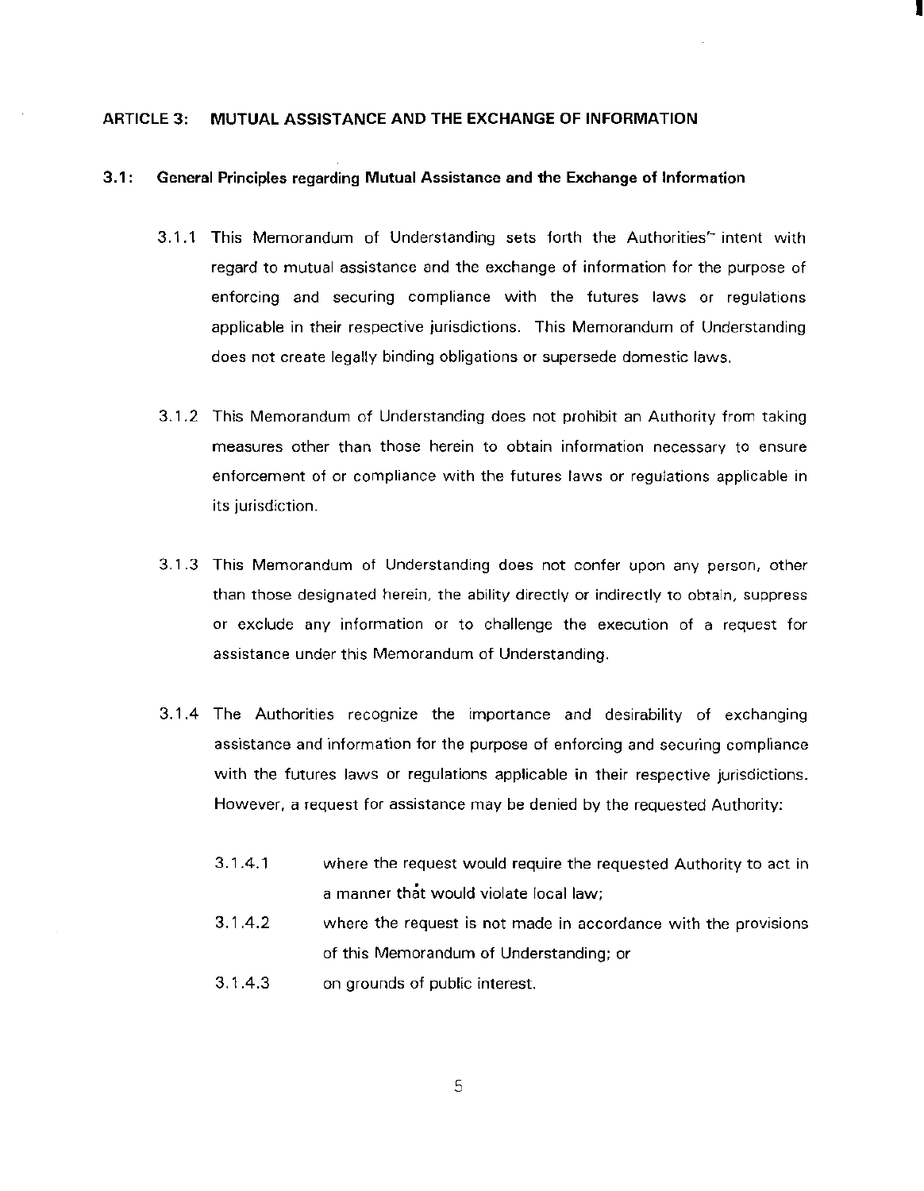## ARTICLE 3: MUTUAL ASSISTANCE AND THE EXCHANGE OF INFORMATION

### 3.1: General Principles regarding Mutual Assistance and the Exchange of Information

3.1.1 This Memorandum of Understanding sets forth the Authorities' intent with regard to mutual assistance and the exchange of information for the purpose of enforcing and securing compliance with the futures laws or regulations applicable in their respective jurisdictions. This Memorandum of Understanding does not create legally binding obligations or supersede domestic laws.

3.1.2 This Memorandum of Understanding does not prohibit an Authority from taking measures other than those herein to obtain information necessary to ensure enforcement of or compliance with the futures laws or regulations applicable in its jurisdiction.

3.1.3 This Memorandum of Understanding does not confer upon any person, other than those designated herein, the ability directly or indirectly to obtain, suppress or exclude any information or to challenge the execution of a request for assistance under this Memorandum of Understanding.

3.1.4 The Authorities recognize the importance and desirability of exchanging assistance and information for the purpose of enforcing and securing compliance with the futures laws or regulations applicable in their respective jurisdictions. However, a request for assistance may be denied by the requested Authority:

3.1.4.1 where the request would require the requested Authority to act in a manner that would violate local law;

3.1.4.2 where the request is not made in accordance with the provisions of this Memorandum of Understanding; or

3.1.4.3 on grounds of public interest.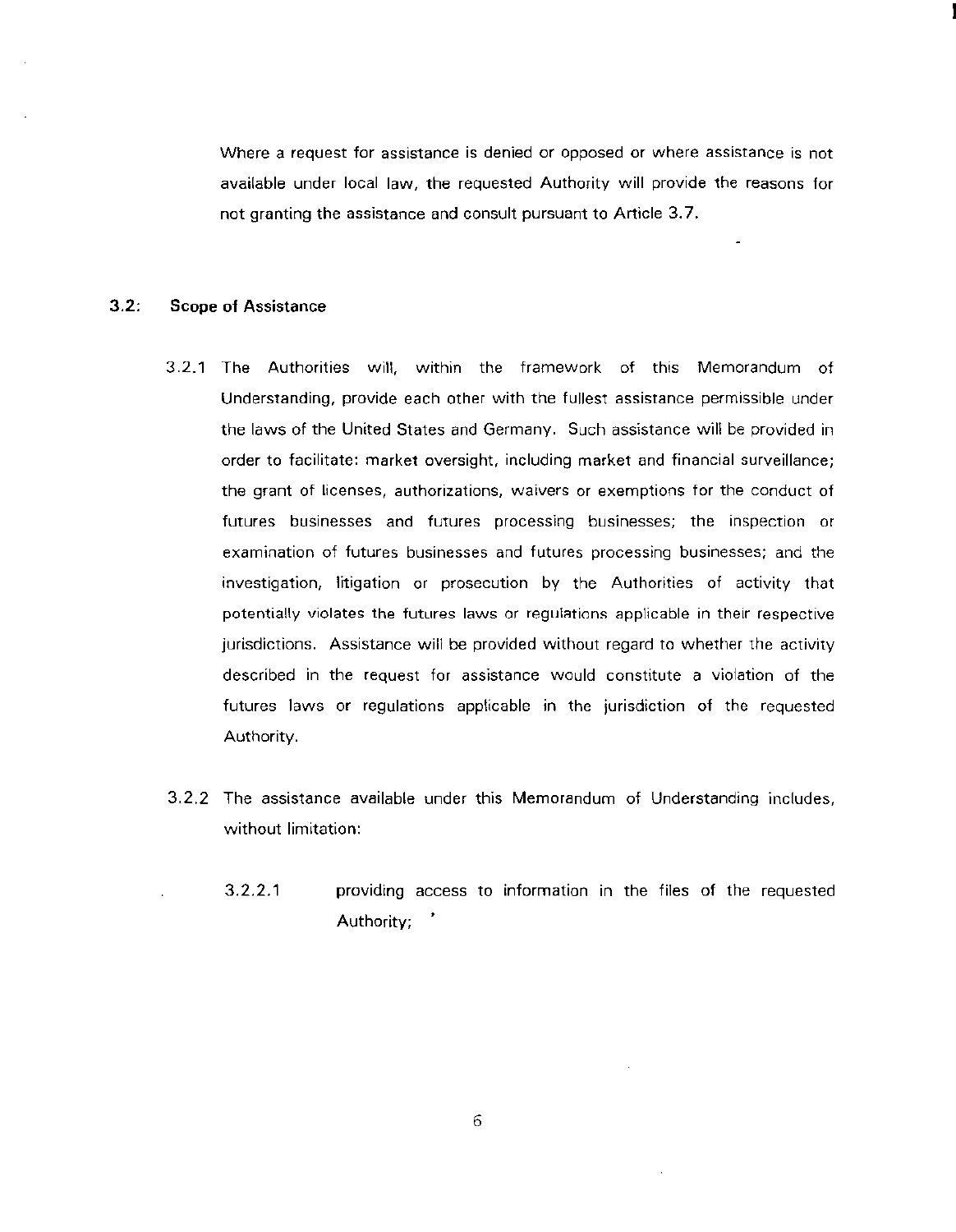Where a request for assistance is denied or opposed or where assistance is not available under local law, the requested Authority will provide the reasons for not granting the assistance and consult pursuant to Article 3.7.

**3.2: Scope of Assistance**

3.2.1 The Authorities will, within the framework of this Memorandum of Understanding, provide each other with the fullest assistance permissible under the laws of the United States and Germany. Such assistance will be provided in order to facilitate: market oversight, including market and financial surveillance; the grant of licenses, authorizations, waivers or exemptions for the conduct of futures businesses and futures processing businesses; the inspection or examination of futures businesses and futures processing businesses; and the investigation, litigation or prosecution by the Authorities of activity that potentially violates the futures laws or regulations applicable in their respective jurisdictions. Assistance will be provided without regard to whether the activity described in the request for assistance would constitute a violation of the futures laws or regulations applicable in the jurisdiction of the requested Authority.

3.2.2 The assistance available under this Memorandum of Understanding includes, without limitation:

3.2.2.1 providing access to information in the files of the requested Authority;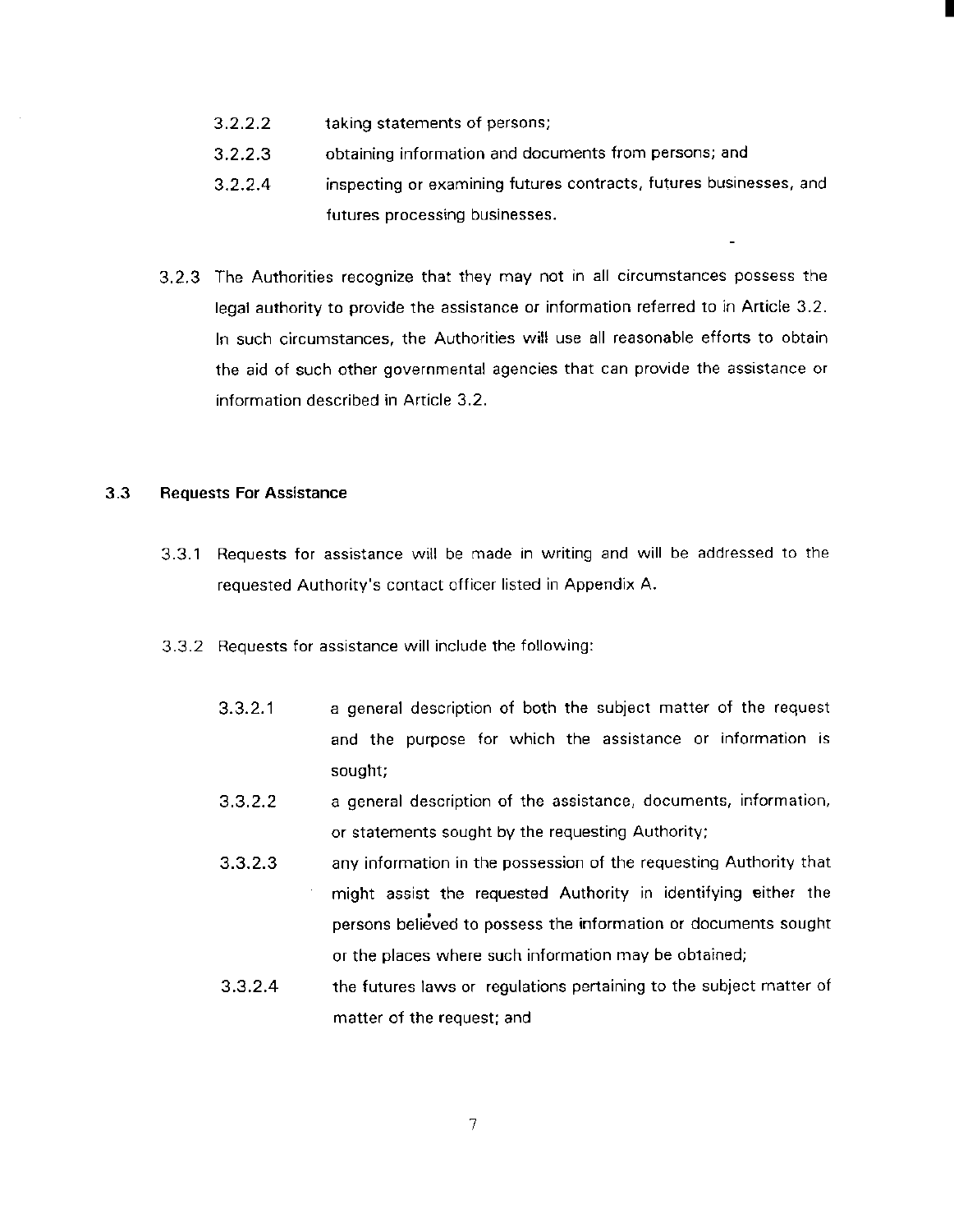3.2.2.2 taking statements of persons;

3.2.2.3 obtaining information and documents from persons; and

3.2.2.4 inspecting or examining futures contracts, futures businesses, and futures processing businesses.

3.2.3 The Authorities recognize that they may not in all circumstances possess the legal authority to provide the assistance or information referred to in Article 3.2. In such circumstances, the Authorities will use all reasonable efforts to obtain the aid of such other governmental agencies that can provide the assistance or information described in Article 3.2.

## 3.3 Requests For Assistance

3.3.1 Requests for assistance will be made in writing and will be addressed to the requested Authority's contact officer listed in Appendix A.

3.3.2 Requests for assistance will include the following:

3.3.2.1 a general description of both the subject matter of the request and the purpose for which the assistance or information is sought;

3.3.2.2 a general description of the assistance, documents, information, or statements sought by the requesting Authority;

3.3.2.3 any information in the possession of the requesting Authority that might assist the requested Authority in identifying either the persons believed to possess the information or documents sought or the places where such information may be obtained;

3.3.2.4 the futures laws or regulations pertaining to the subject matter of matter of the request; and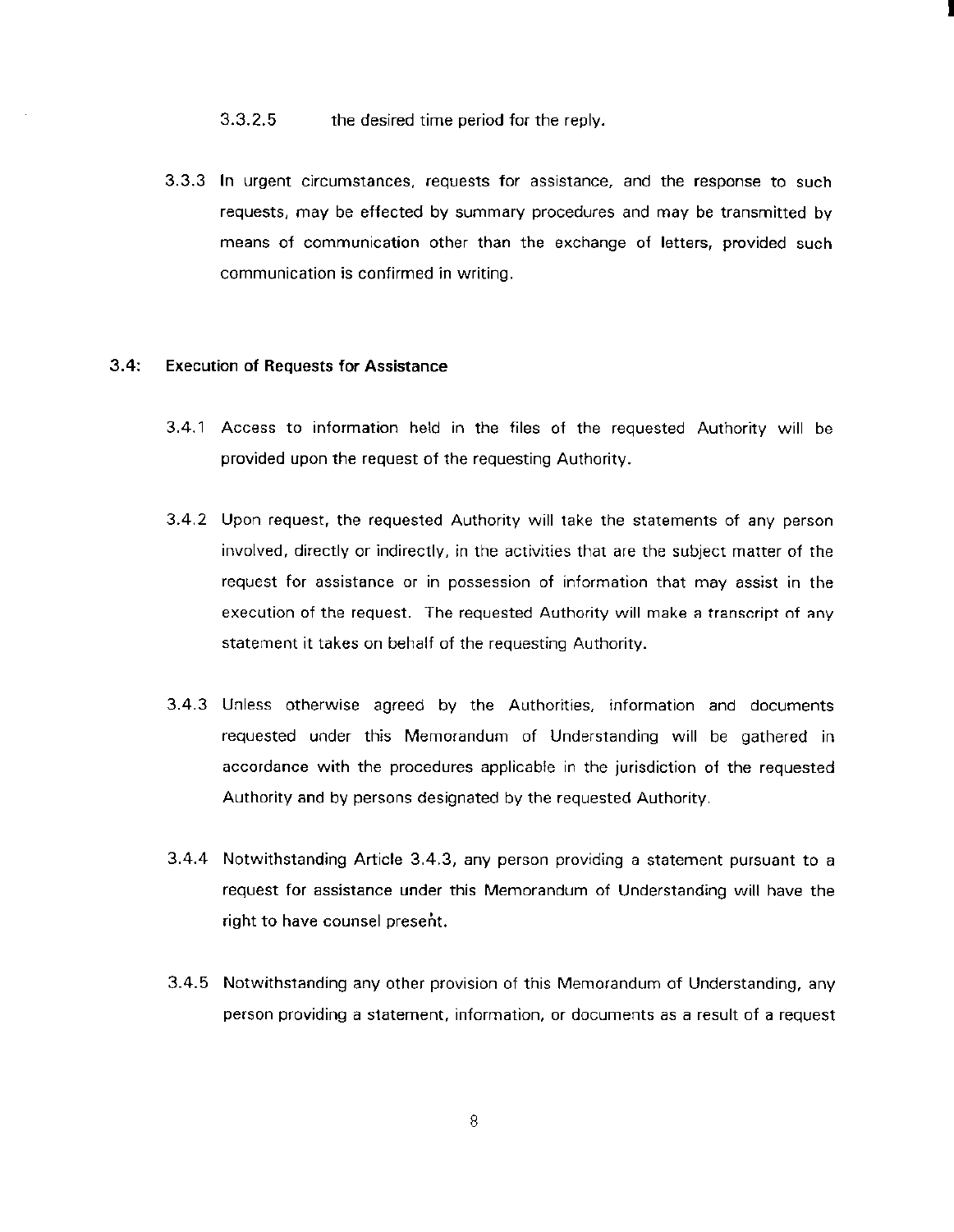3.3.2.5 the desired time period for the reply.

3.3.3 In urgent circumstances, requests for assistance, and the response to such requests, may be effected by summary procedures and may be transmitted by means of communication other than the exchange of letters, provided such communication is confirmed in writing.

**3.4: Execution of Requests for Assistance**

3.4.1 Access to information held in the files of the requested Authority will be provided upon the request of the requesting Authority.

3.4.2 Upon request, the requested Authority will take the statements of any person involved, directly or indirectly, in the activities that are the subject matter of the request for assistance or in possession of information that may assist in the execution of the request. The requested Authority will make a transcript of any statement it takes on behalf of the requesting Authority.

3.4.3 Unless otherwise agreed by the Authorities, information and documents requested under this Memorandum of Understanding will be gathered in accordance with the procedures applicable in the jurisdiction of the requested Authority and by persons designated by the requested Authority.

3.4.4 Notwithstanding Article 3.4.3, any person providing a statement pursuant to a request for assistance under this Memorandum of Understanding will have the right to have counsel present.

3.4.5 Notwithstanding any other provision of this Memorandum of Understanding, any person providing a statement, information, or documents as a result of a request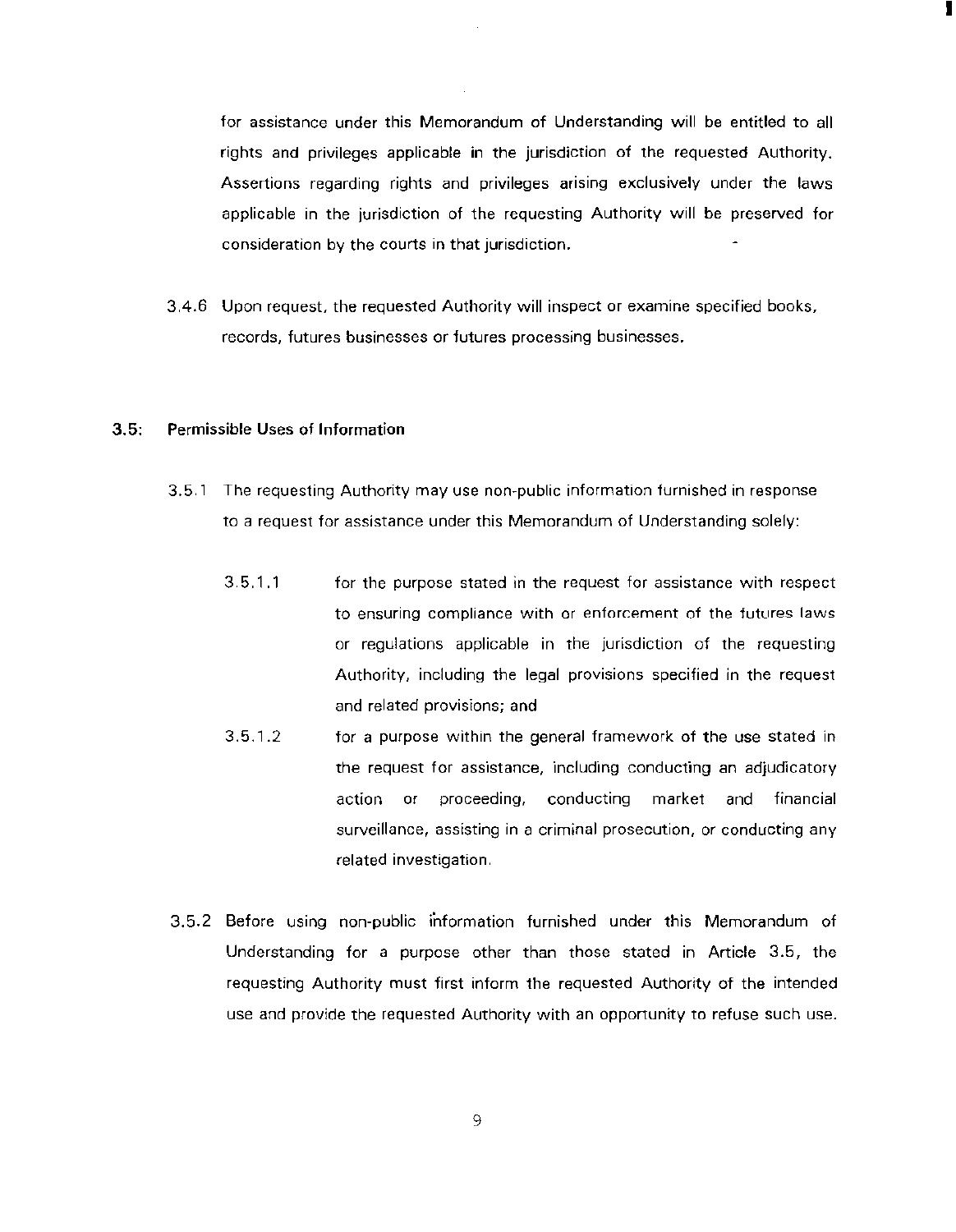for assistance under this Memorandum of Understanding will be entitled to all rights and privileges applicable in the jurisdiction of the requested Authority. Assertions regarding rights and privileges arising exclusively under the laws applicable in the jurisdiction of the requesting Authority will be preserved for consideration by the courts in that jurisdiction.

3.4.6 Upon request, the requested Authority will inspect or examine specified books, records, futures businesses or futures processing businesses.

**3.5: Permissible Uses of Information**

3.5.1 The requesting Authority may use non-public information furnished in response to a request for assistance under this Memorandum of Understanding solely:

3.5.1.1 for the purpose stated in the request for assistance with respect to ensuring compliance with or enforcement of the futures laws or regulations applicable in the jurisdiction of the requesting Authority, including the legal provisions specified in the request and related provisions; and

3.5.1.2 for a purpose within the general framework of the use stated in the request for assistance, including conducting an adjudicatory action or proceeding, conducting market and financial surveillance, assisting in a criminal prosecution, or conducting any related investigation.

3.5.2 Before using non-public information furnished under this Memorandum of Understanding for a purpose other than those stated in Article 3.5, the requesting Authority must first inform the requested Authority of the intended use and provide the requested Authority with an opportunity to refuse such use.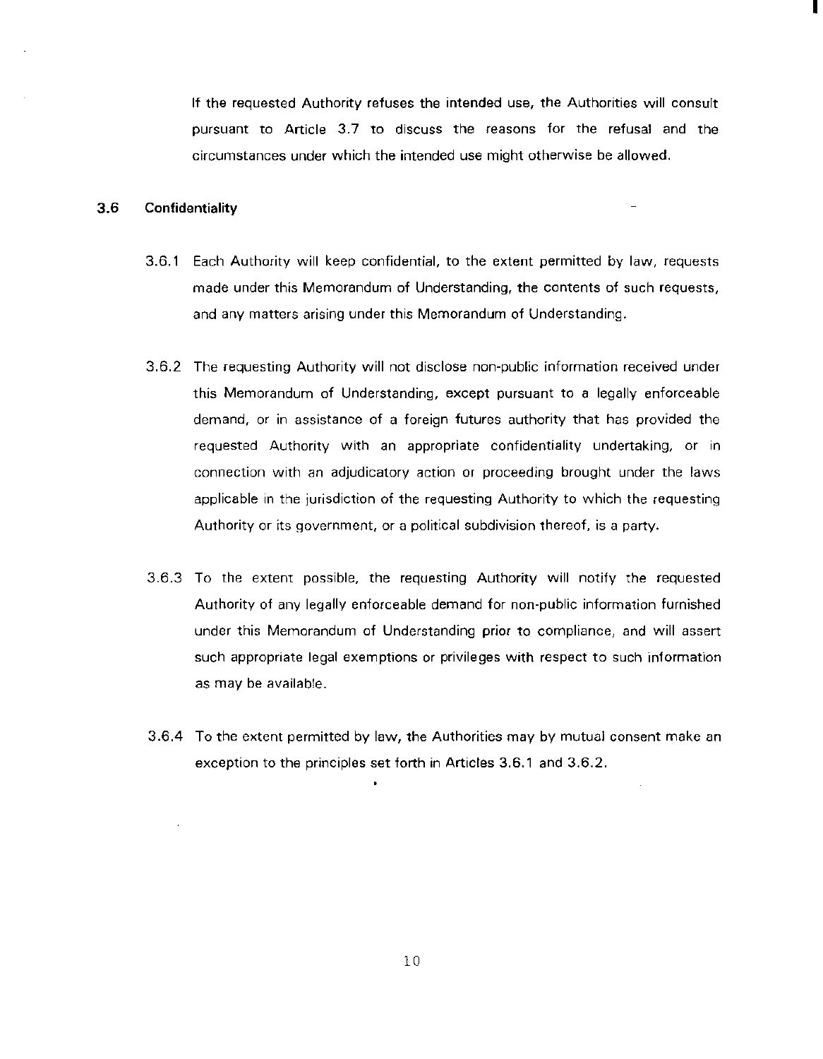If the requested Authority refuses the intended use, the Authorities will consult pursuant to Article 3.7 to discuss the reasons for the refusal and the circumstances under which the intended use might otherwise be allowed.

### 3.6 Confidentiality

3.6.1 Each Authority will keep confidential, to the extent permitted by law, requests made under this Memorandum of Understanding, the contents of such requests, and any matters arising under this Memorandum of Understanding.

3.6.2 The requesting Authority will not disclose non-public information received under this Memorandum of Understanding, except pursuant to a legally enforceable demand, or in assistance of a foreign futures authority that has provided the requested Authority with an appropriate confidentiality undertaking, or in connection with an adjudicatory action or proceeding brought under the laws applicable in the jurisdiction of the requesting Authority to which the requesting Authority or its government, or a political subdivision thereof, is a party.

3.6.3 To the extent possible, the requesting Authority will notify the requested Authority of any legally enforceable demand for non-public information furnished under this Memorandum of Understanding prior to compliance, and will assert such appropriate legal exemptions or privileges with respect to such information as may be available.

3.6.4 To the extent permitted by law, the Authorities may by mutual consent make an exception to the principles set forth in Articles 3.6.1 and 3.6.2.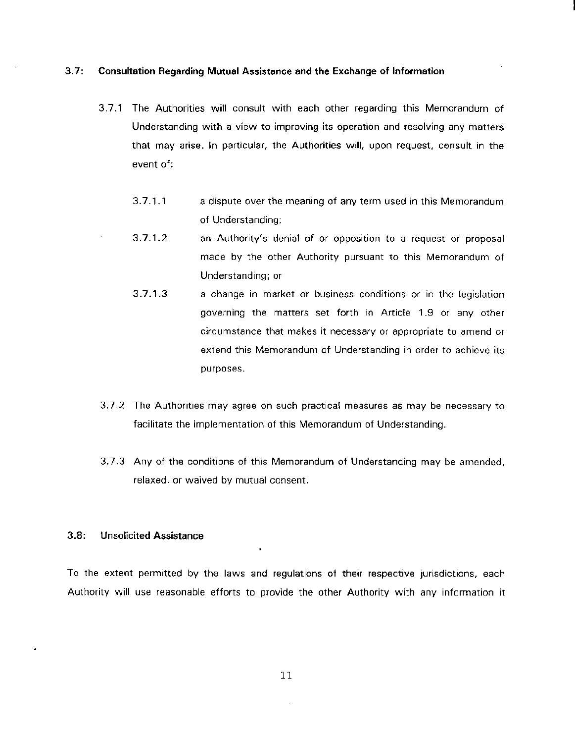### 3.7: Consultation Regarding Mutual Assistance and the Exchange of Information

3.7.1 The Authorities will consult with each other regarding this Memorandum of Understanding with a view to improving its operation and resolving any matters that may arise. In particular, the Authorities will, upon request, consult in the event of:

- 3.7.1.1 a dispute over the meaning of any term used in this Memorandum of Understanding;
- 3.7.1.2 an Authority's denial of or opposition to a request or proposal made by the other Authority pursuant to this Memorandum of Understanding; or
- 3.7.1.3 a change in market or business conditions or in the legislation governing the matters set forth in Article 1.9 or any other circumstance that makes it necessary or appropriate to amend or extend this Memorandum of Understanding in order to achieve its purposes.

3.7.2 The Authorities may agree on such practical measures as may be necessary to facilitate the implementation of this Memorandum of Understanding.

3.7.3 Any of the conditions of this Memorandum of Understanding may be amended, relaxed, or waived by mutual consent.

### 3.8: Unsolicited Assistance

To the extent permitted by the laws and regulations of their respective jurisdictions, each Authority will use reasonable efforts to provide the other Authority with any information it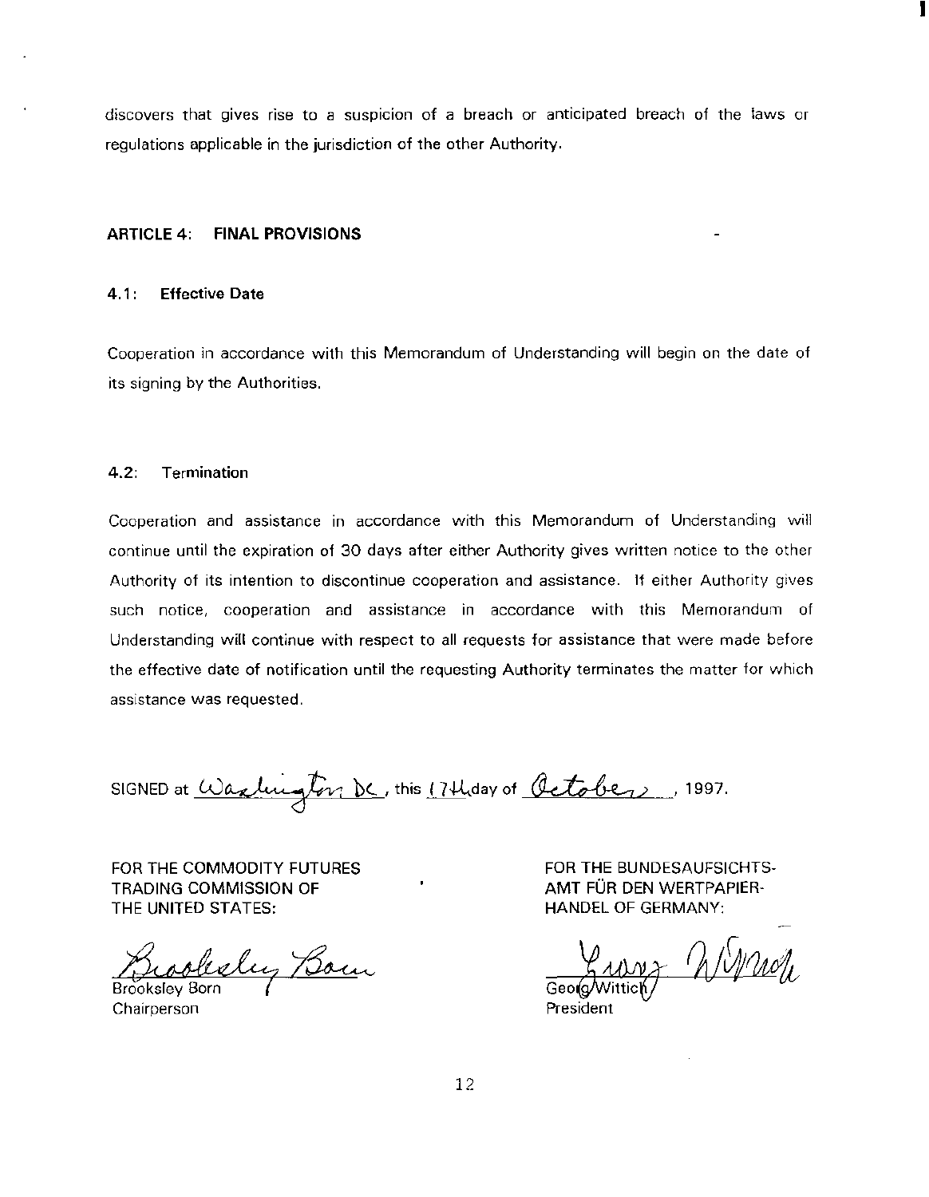discovers that gives rise to a suspicion of a breach or anticipated breach of the laws or regulations applicable in the jurisdiction of the other Authority.

## ARTICLE 4: FINAL PROVISIONS

### 4.1: Effective Date

Cooperation in accordance with this Memorandum of Understanding will begin on the date of its signing by the Authorities.

### 4.2: Termination

Cooperation and assistance in accordance with this Memorandum of Understanding will continue until the expiration of 30 days after either Authority gives written notice to the other Authority of its intention to discontinue cooperation and assistance. If either Authority gives such notice, cooperation and assistance in accordance with this Memorandum of Understanding will continue with respect to all requests for assistance that were made before the effective date of notification until the requesting Authority terminates the matter for which assistance was requested.

SIGNED at Washington DC, this 17th day of October, 1997.

FOR THE COMMODITY FUTURES TRADING COMMISSION OF THE UNITED STATES:

Brooksley Born
Brooksley Born
Chairperson

FOR THE BUNDESAUFSICHTSAMT FÜR DEN WERTPAPIERHANDEL OF GERMANY:

Georg Wittich
Georg Wittich
President